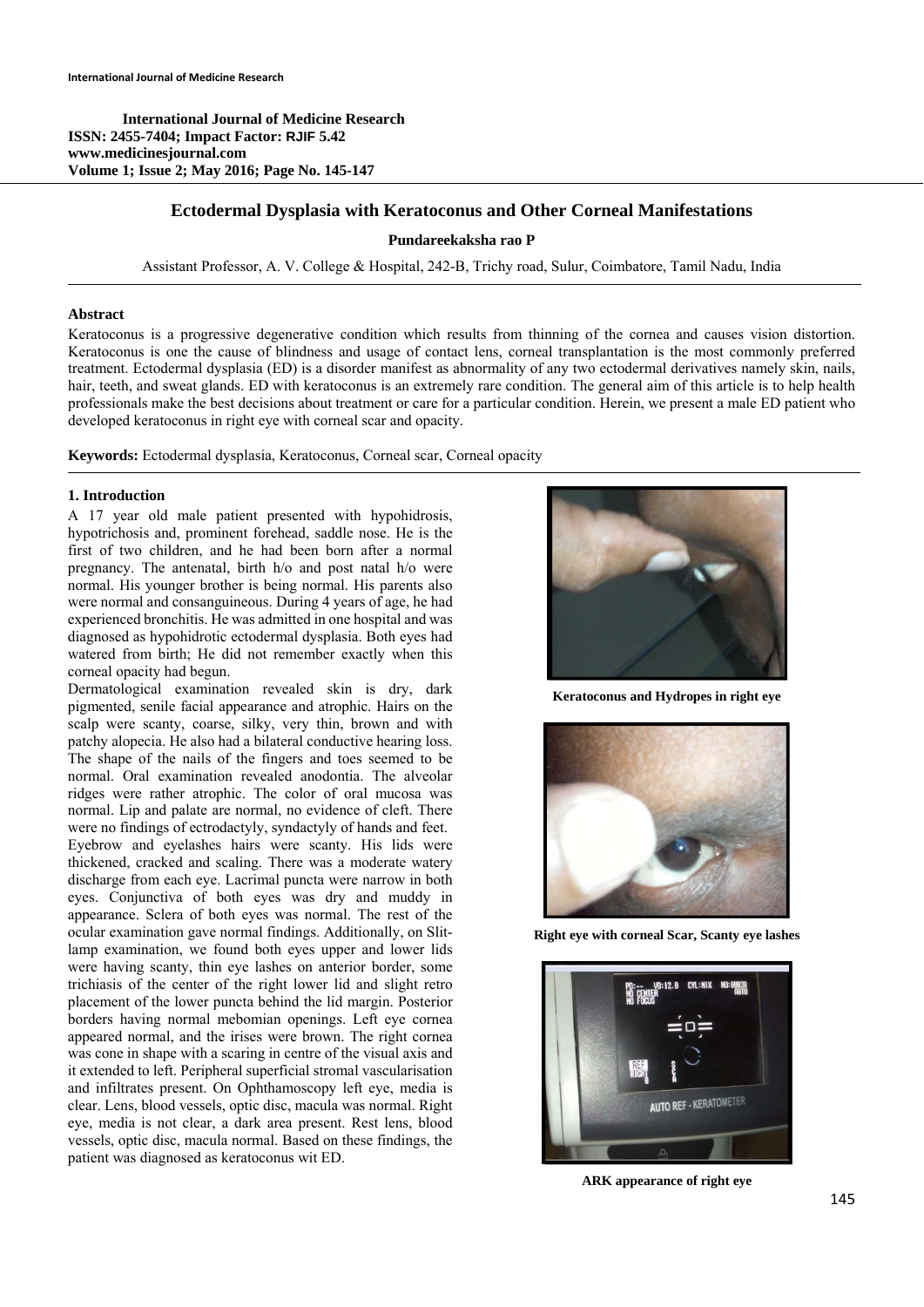**International Journal of Medicine Research**
**ISSN: 2455-7404; Impact Factor: RJIF 5.42**
**www.medicinesjournal.com**
**Volume 1; Issue 2; May 2016; Page No. 145-147**

# Ectodermal Dysplasia with Keratoconus and Other Corneal Manifestations

**Pundareekaksha rao P**

Assistant Professor, A. V. College & Hospital, 242-B, Trichy road, Sulur, Coimbatore, Tamil Nadu, India

## Abstract

Keratoconus is a progressive degenerative condition which results from thinning of the cornea and causes vision distortion. Keratoconus is one the cause of blindness and usage of contact lens, corneal transplantation is the most commonly preferred treatment. Ectodermal dysplasia (ED) is a disorder manifest as abnormality of any two ectodermal derivatives namely skin, nails, hair, teeth, and sweat glands. ED with keratoconus is an extremely rare condition. The general aim of this article is to help health professionals make the best decisions about treatment or care for a particular condition. Herein, we present a male ED patient who developed keratoconus in right eye with corneal scar and opacity.

**Keywords:** Ectodermal dysplasia, Keratoconus, Corneal scar, Corneal opacity

## 1. Introduction

A 17 year old male patient presented with hypohidrosis, hypotrichosis and, prominent forehead, saddle nose. He is the first of two children, and he had been born after a normal pregnancy. The antenatal, birth h/o and post natal h/o were normal. His younger brother is being normal. His parents also were normal and consanguineous. During 4 years of age, he had experienced bronchitis. He was admitted in one hospital and was diagnosed as hypohidrotic ectodermal dysplasia. Both eyes had watered from birth; He did not remember exactly when this corneal opacity had begun.

Dermatological examination revealed skin is dry, dark pigmented, senile facial appearance and atrophic. Hairs on the scalp were scanty, coarse, silky, very thin, brown and with patchy alopecia. He also had a bilateral conductive hearing loss. The shape of the nails of the fingers and toes seemed to be normal. Oral examination revealed anodontia. The alveolar ridges were rather atrophic. The color of oral mucosa was normal. Lip and palate are normal, no evidence of cleft. There were no findings of ectrodactyly, syndactyly of hands and feet.

Eyebrow and eyelashes hairs were scanty. His lids were thickened, cracked and scaling. There was a moderate watery discharge from each eye. Lacrimal puncta were narrow in both eyes. Conjunctiva of both eyes was dry and muddy in appearance. Sclera of both eyes was normal. The rest of the ocular examination gave normal findings. Additionally, on Slit-lamp examination, we found both eyes upper and lower lids were having scanty, thin eye lashes on anterior border, some trichiasis of the center of the right lower lid and slight retro placement of the lower puncta behind the lid margin. Posterior borders having normal mebomian openings. Left eye cornea appeared normal, and the irises were brown. The right cornea was cone in shape with a scaring in centre of the visual axis and it extended to left. Peripheral superficial stromal vascularisation and infiltrates present. On Ophthamoscopy left eye, media is clear. Lens, blood vessels, optic disc, macula was normal. Right eye, media is not clear, a dark area present. Rest lens, blood vessels, optic disc, macula normal. Based on these findings, the patient was diagnosed as keratoconus wit ED.

**Keratoconus and Hydropes in right eye**

**Right eye with corneal Scar, Scanty eye lashes**

**ARK appearance of right eye**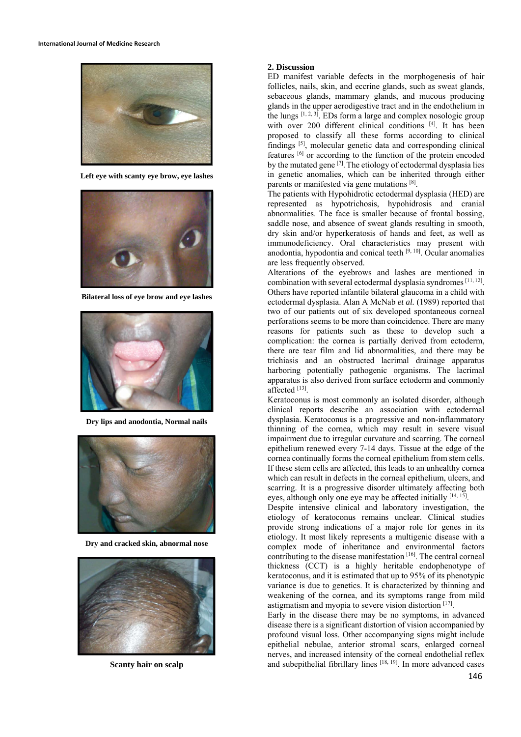Left eye with scanty eye brow, eye lashes

Bilateral loss of eye brow and eye lashes

Dry lips and anodontia, Normal nails

Dry and cracked skin, abnormal nose

Scanty hair on scalp

## 2. Discussion

ED manifest variable defects in the morphogenesis of hair follicles, nails, skin, and eccrine glands, such as sweat glands, sebaceous glands, mammary glands, and mucous producing glands in the upper aerodigestive tract and in the endothelium in the lungs [1, 2, 3]. EDs form a large and complex nosologic group with over 200 different clinical conditions [4]. It has been proposed to classify all these forms according to clinical findings [5], molecular genetic data and corresponding clinical features [6] or according to the function of the protein encoded by the mutated gene [7]. The etiology of ectodermal dysplasia lies in genetic anomalies, which can be inherited through either parents or manifested via gene mutations [8].

The patients with Hypohidrotic ectodermal dysplasia (HED) are represented as hypotrichosis, hypohidrosis and cranial abnormalities. The face is smaller because of frontal bossing, saddle nose, and absence of sweat glands resulting in smooth, dry skin and/or hyperkeratosis of hands and feet, as well as immunodeficiency. Oral characteristics may present with anodontia, hypodontia and conical teeth [9, 10]. Ocular anomalies are less frequently observed.

Alterations of the eyebrows and lashes are mentioned in combination with several ectodermal dysplasia syndromes [11, 12]. Others have reported infantile bilateral glaucoma in a child with ectodermal dysplasia. Alan A McNab *et al.* (1989) reported that two of our patients out of six developed spontaneous corneal perforations seems to be more than coincidence. There are many reasons for patients such as these to develop such a complication: the cornea is partially derived from ectoderm, there are tear film and lid abnormalities, and there may be trichiasis and an obstructed lacrimal drainage apparatus harboring potentially pathogenic organisms. The lacrimal apparatus is also derived from surface ectoderm and commonly affected [13].

Keratoconus is most commonly an isolated disorder, although clinical reports describe an association with ectodermal dysplasia. Keratoconus is a progressive and non-inflammatory thinning of the cornea, which may result in severe visual impairment due to irregular curvature and scarring. The corneal epithelium renewed every 7-14 days. Tissue at the edge of the cornea continually forms the corneal epithelium from stem cells. If these stem cells are affected, this leads to an unhealthy cornea which can result in defects in the corneal epithelium, ulcers, and scarring. It is a progressive disorder ultimately affecting both eyes, although only one eye may be affected initially [14, 15].

Despite intensive clinical and laboratory investigation, the etiology of keratoconus remains unclear. Clinical studies provide strong indications of a major role for genes in its etiology. It most likely represents a multigenic disease with a complex mode of inheritance and environmental factors contributing to the disease manifestation [16]. The central corneal thickness (CCT) is a highly heritable endophenotype of keratoconus, and it is estimated that up to 95% of its phenotypic variance is due to genetics. It is characterized by thinning and weakening of the cornea, and its symptoms range from mild astigmatism and myopia to severe vision distortion [17].

Early in the disease there may be no symptoms, in advanced disease there is a significant distortion of vision accompanied by profound visual loss. Other accompanying signs might include epithelial nebulae, anterior stromal scars, enlarged corneal nerves, and increased intensity of the corneal endothelial reflex and subepithelial fibrillary lines [18, 19]. In more advanced cases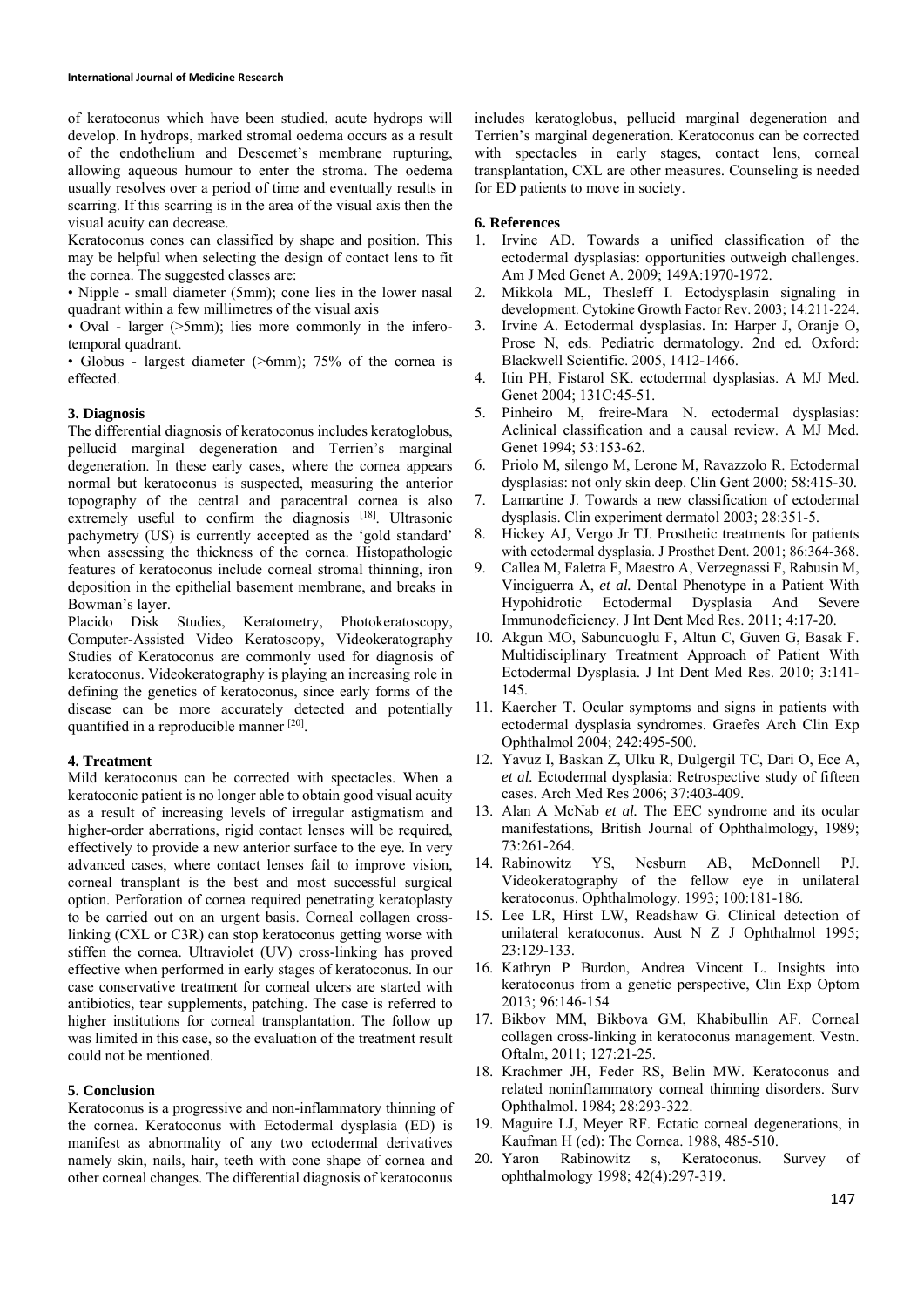of keratoconus which have been studied, acute hydrops will develop. In hydrops, marked stromal oedema occurs as a result of the endothelium and Descemet's membrane rupturing, allowing aqueous humour to enter the stroma. The oedema usually resolves over a period of time and eventually results in scarring. If this scarring is in the area of the visual axis then the visual acuity can decrease.

Keratoconus cones can classified by shape and position. This may be helpful when selecting the design of contact lens to fit the cornea. The suggested classes are:

- Nipple - small diameter (5mm); cone lies in the lower nasal quadrant within a few millimetres of the visual axis
- Oval - larger (>5mm); lies more commonly in the inferotemporal quadrant.
- Globus - largest diameter (>6mm); 75% of the cornea is effected.

### 3. Diagnosis

The differential diagnosis of keratoconus includes keratoglobus, pellucid marginal degeneration and Terrien's marginal degeneration. In these early cases, where the cornea appears normal but keratoconus is suspected, measuring the anterior topography of the central and paracentral cornea is also extremely useful to confirm the diagnosis [18]. Ultrasonic pachymetry (US) is currently accepted as the 'gold standard' when assessing the thickness of the cornea. Histopathologic features of keratoconus include corneal stromal thinning, iron deposition in the epithelial basement membrane, and breaks in Bowman's layer.

Placido Disk Studies, Keratometry, Photokeratoscopy, Computer-Assisted Video Keratoscopy, Videokeratography Studies of Keratoconus are commonly used for diagnosis of keratoconus. Videokeratography is playing an increasing role in defining the genetics of keratoconus, since early forms of the disease can be more accurately detected and potentially quantified in a reproducible manner [20].

### 4. Treatment

Mild keratoconus can be corrected with spectacles. When a keratoconic patient is no longer able to obtain good visual acuity as a result of increasing levels of irregular astigmatism and higher-order aberrations, rigid contact lenses will be required, effectively to provide a new anterior surface to the eye. In very advanced cases, where contact lenses fail to improve vision, corneal transplant is the best and most successful surgical option. Perforation of cornea required penetrating keratoplasty to be carried out on an urgent basis. Corneal collagen cross-linking (CXL or C3R) can stop keratoconus getting worse with stiffen the cornea. Ultraviolet (UV) cross-linking has proved effective when performed in early stages of keratoconus. In our case conservative treatment for corneal ulcers are started with antibiotics, tear supplements, patching. The case is referred to higher institutions for corneal transplantation. The follow up was limited in this case, so the evaluation of the treatment result could not be mentioned.

### 5. Conclusion

Keratoconus is a progressive and non-inflammatory thinning of the cornea. Keratoconus with Ectodermal dysplasia (ED) is manifest as abnormality of any two ectodermal derivatives namely skin, nails, hair, teeth with cone shape of cornea and other corneal changes. The differential diagnosis of keratoconus includes keratoglobus, pellucid marginal degeneration and Terrien's marginal degeneration. Keratoconus can be corrected with spectacles in early stages, contact lens, corneal transplantation, CXL are other measures. Counseling is needed for ED patients to move in society.

### 6. References

1. Irvine AD. Towards a unified classification of the ectodermal dysplasias: opportunities outweigh challenges. Am J Med Genet A. 2009; 149A:1970-1972.
2. Mikkola ML, Thesleff I. Ectodysplasin signaling in development. Cytokine Growth Factor Rev. 2003; 14:211-224.
3. Irvine A. Ectodermal dysplasias. In: Harper J, Oranje O, Prose N, eds. Pediatric dermatology. 2nd ed. Oxford: Blackwell Scientific. 2005, 1412-1466.
4. Itin PH, Fistarol SK. ectodermal dysplasias. A MJ Med. Genet 2004; 131C:45-51.
5. Pinheiro M, freire-Mara N. ectodermal dysplasias: Aclinical classification and a causal review. A MJ Med. Genet 1994; 53:153-62.
6. Priolo M, silengo M, Lerone M, Ravazzolo R. Ectodermal dysplasias: not only skin deep. Clin Gent 2000; 58:415-30.
7. Lamartine J. Towards a new classification of ectodermal dysplasia. Clin experiment dermatol 2003; 28:351-5.
8. Hickey AJ, Vergo Jr TJ. Prosthetic treatments for patients with ectodermal dysplasia. J Prosthet Dent. 2001; 86:364-368.
9. Callea M, Faletra F, Maestro A, Verzegnassi F, Rabusin M, Vinciguerra A, *et al.* Dental Phenotype in a Patient With Hypohidrotic Ectodermal Dysplasia And Severe Immunodeficiency. J Int Dent Med Res. 2011; 4:17-20.
10. Akgun MO, Sabuncuoglu F, Altun C, Guven G, Basak F. Multidisciplinary Treatment Approach of Patient With Ectodermal Dysplasia. J Int Dent Med Res. 2010; 3:141-145.
11. Kaercher T. Ocular symptoms and signs in patients with ectodermal dysplasia syndromes. Graefes Arch Clin Exp Ophthalmol 2004; 242:495-500.
12. Yavuz I, Baskan Z, Ulku R, Dulgergil TC, Dari O, Ece A, *et al.* Ectodermal dysplasia: Retrospective study of fifteen cases. Arch Med Res 2006; 37:403-409.
13. Alan A McNab *et al.* The EEC syndrome and its ocular manifestations, British Journal of Ophthalmology, 1989; 73:261-264.
14. Rabinowitz YS, Nesburn AB, McDonnell PJ. Videokeratography of the fellow eye in unilateral keratoconus. Ophthalmology. 1993; 100:181-186.
15. Lee LR, Hirst LW, Readshaw G. Clinical detection of unilateral keratoconus. Aust N Z J Ophthalmol 1995; 23:129-133.
16. Kathryn P Burdon, Andrea Vincent L. Insights into keratoconus from a genetic perspective, Clin Exp Optom 2013; 96:146-154
17. Bikbov MM, Bikbova GM, Khabibullin AF. Corneal collagen cross-linking in keratoconus management. Vestn. Oftalm, 2011; 127:21-25.
18. Krachmer JH, Feder RS, Belin MW. Keratoconus and related noninflammatory corneal thinning disorders. Surv Ophthalmol. 1984; 28:293-322.
19. Maguire LJ, Meyer RF. Ectatic corneal degenerations, in Kaufman H (ed): The Cornea. 1988, 485-510.
20. Yaron Rabinowitz s, Keratoconus. Survey of ophthalmology 1998; 42(4):297-319.